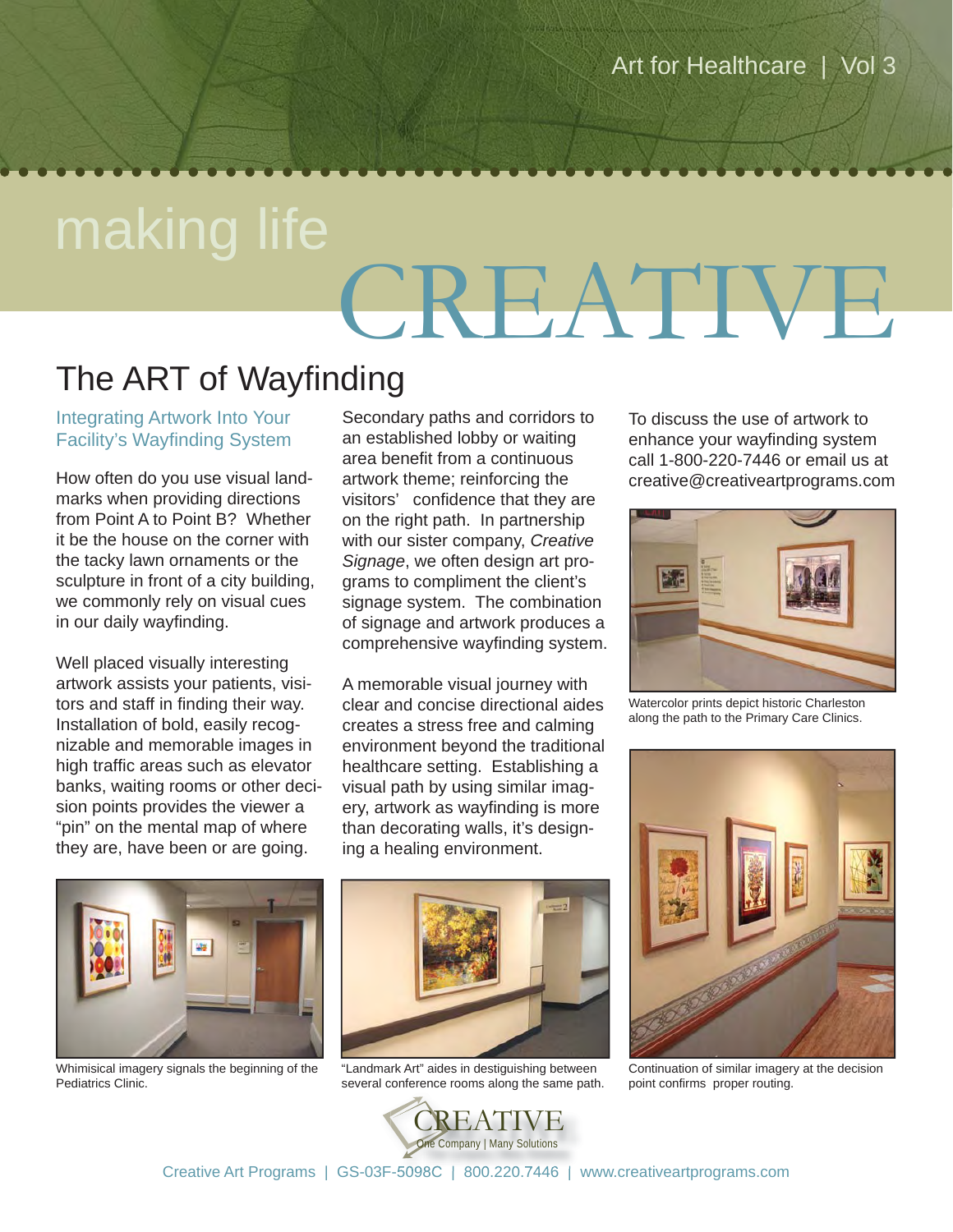# making life CREATIVE

## The ART of Wayfinding

### Integrating Artwork Into Your Facility's Wayfinding System

How often do you use visual landmarks when providing directions from Point A to Point B? Whether it be the house on the corner with the tacky lawn ornaments or the sculpture in front of a city building, we commonly rely on visual cues in our daily wayfinding.

Well placed visually interesting artwork assists your patients, visitors and staff in finding their way. Installation of bold, easily recognizable and memorable images in high traffic areas such as elevator banks, waiting rooms or other decision points provides the viewer a "pin" on the mental map of where they are, have been or are going.

Secondary paths and corridors to an established lobby or waiting area benefit from a continuous artwork theme; reinforcing the visitors' confidence that they are on the right path. In partnership with our sister company, *Creative Signage*, we often design art programs to compliment the client's signage system. The combination of signage and artwork produces a comprehensive wayfinding system.

A memorable visual journey with clear and concise directional aides creates a stress free and calming environment beyond the traditional healthcare setting. Establishing a visual path by using similar imagery, artwork as wayfinding is more than decorating walls, it's designing a healing environment.

To discuss the use of artwork to enhance your wayfinding system call 1-800-220-7446 or email us at creative@creativeartprograms.com

Watercolor prints depict historic Charleston along the path to the Primary Care Clinics.

Whimisical imagery signals the beginning of the Pediatrics Clinic.

"Landmark Art" aides in destiguishing between several conference rooms along the same path.

Continuation of similar imagery at the decision point confirms proper routing.

CREATIVE
One Company | Many Solutions

Creative Art Programs | GS-03F-5098C | 800.220.7446 | www.creativeartprograms.com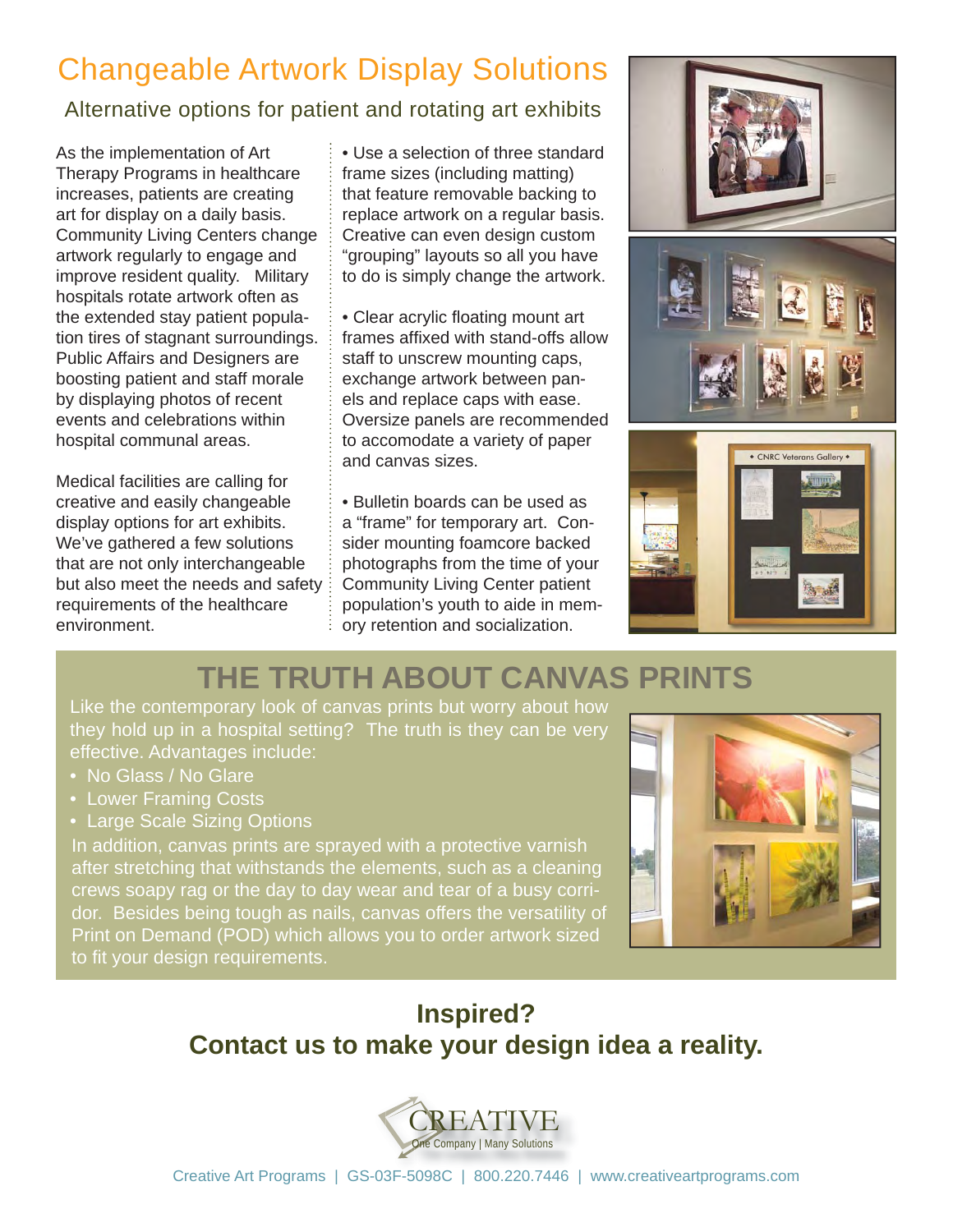# Changeable Artwork Display Solutions

## Alternative options for patient and rotating art exhibits

As the implementation of Art Therapy Programs in healthcare increases, patients are creating art for display on a daily basis. Community Living Centers change artwork regularly to engage and improve resident quality. Military hospitals rotate artwork often as the extended stay patient population tires of stagnant surroundings. Public Affairs and Designers are boosting patient and staff morale by displaying photos of recent events and celebrations within hospital communal areas.

Medical facilities are calling for creative and easily changeable display options for art exhibits. We've gathered a few solutions that are not only interchangeable but also meet the needs and safety requirements of the healthcare environment.

• Use a selection of three standard frame sizes (including matting) that feature removable backing to replace artwork on a regular basis. Creative can even design custom "grouping" layouts so all you have to do is simply change the artwork.

• Clear acrylic floating mount art frames affixed with stand-offs allow staff to unscrew mounting caps, exchange artwork between panels and replace caps with ease. Oversize panels are recommended to accomodate a variety of paper and canvas sizes.

• Bulletin boards can be used as a "frame" for temporary art. Consider mounting foamcore backed photographs from the time of your Community Living Center patient population's youth to aide in memory retention and socialization.

## THE TRUTH ABOUT CANVAS PRINTS

Like the contemporary look of canvas prints but worry about how they hold up in a hospital setting? The truth is they can be very effective. Advantages include:

- No Glass / No Glare
- Lower Framing Costs
- Large Scale Sizing Options

In addition, canvas prints are sprayed with a protective varnish after stretching that withstands the elements, such as a cleaning crews soapy rag or the day to day wear and tear of a busy corridor. Besides being tough as nails, canvas offers the versatility of Print on Demand (POD) which allows you to order artwork sized to fit your design requirements.

**Inspired?**
**Contact us to make your design idea a reality.**

CREATIVE
One Company | Many Solutions

Creative Art Programs | GS-03F-5098C | 800.220.7446 | www.creativeartprograms.com